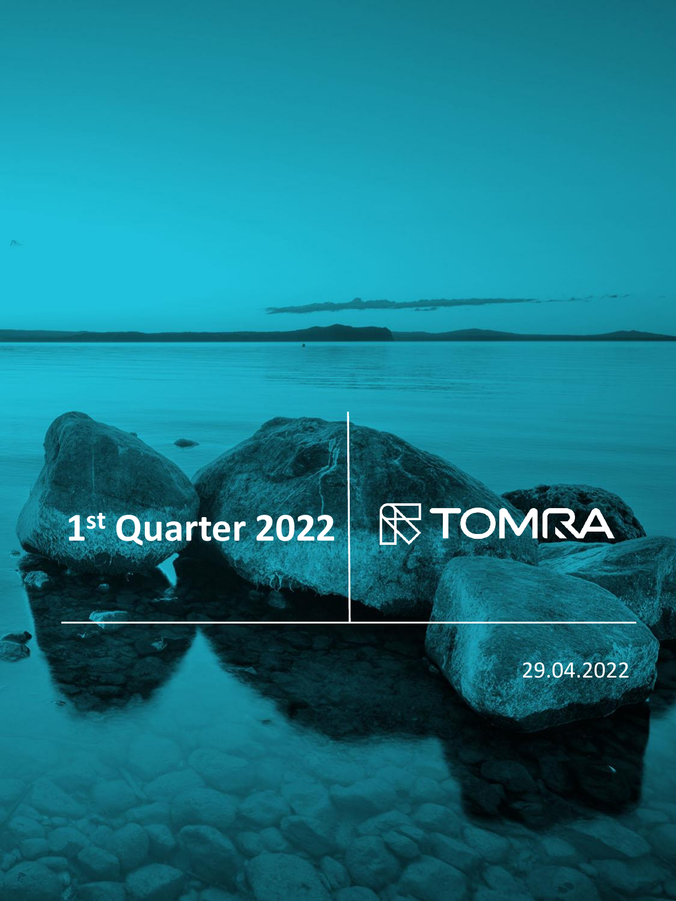# 1st Quarter 2022

TOMRA

29.04.2022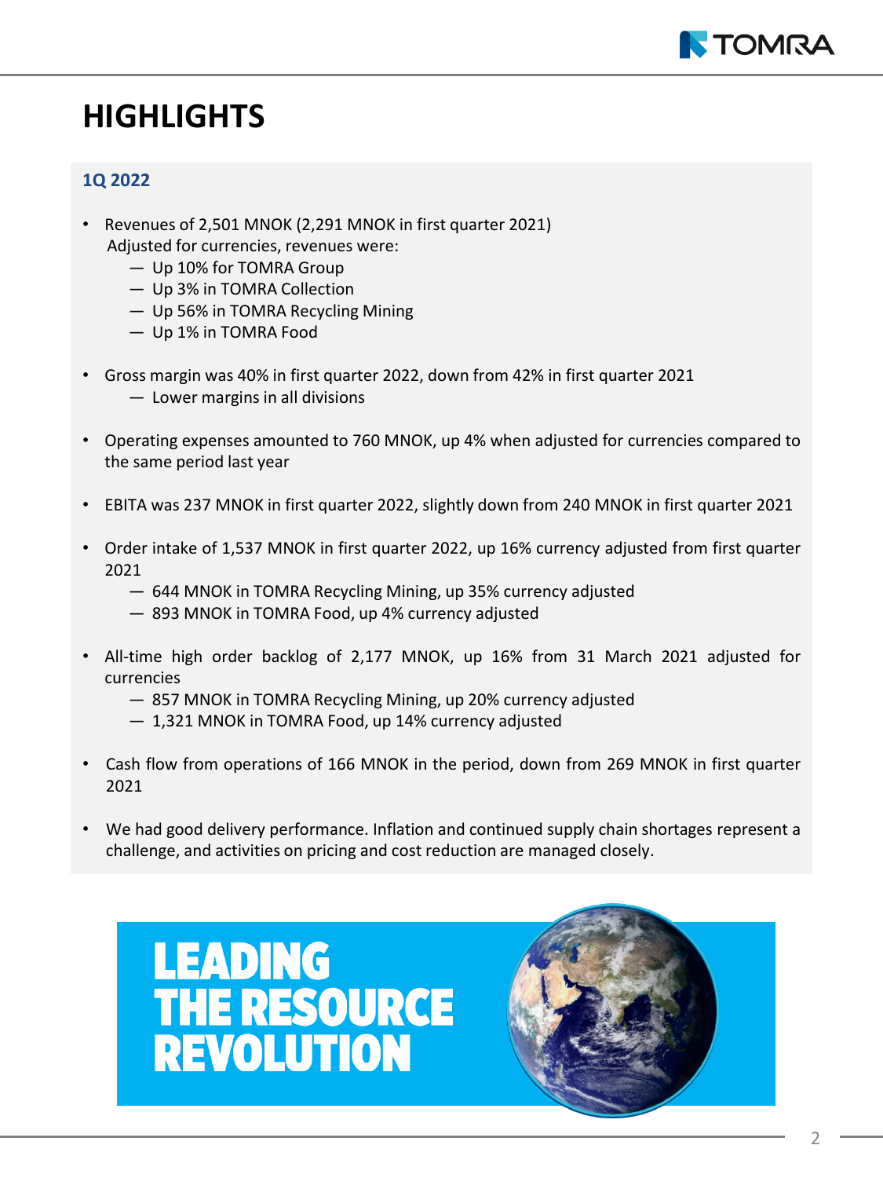# HIGHLIGHTS

## 1Q 2022

- Revenues of 2,501 MNOK (2,291 MNOK in first quarter 2021)
  Adjusted for currencies, revenues were:
  - Up 10% for TOMRA Group
  - Up 3% in TOMRA Collection
  - Up 56% in TOMRA Recycling Mining
  - Up 1% in TOMRA Food
- Gross margin was 40% in first quarter 2022, down from 42% in first quarter 2021
  - Lower margins in all divisions
- Operating expenses amounted to 760 MNOK, up 4% when adjusted for currencies compared to the same period last year
- EBITA was 237 MNOK in first quarter 2022, slightly down from 240 MNOK in first quarter 2021
- Order intake of 1,537 MNOK in first quarter 2022, up 16% currency adjusted from first quarter 2021
  - 644 MNOK in TOMRA Recycling Mining, up 35% currency adjusted
  - 893 MNOK in TOMRA Food, up 4% currency adjusted
- All-time high order backlog of 2,177 MNOK, up 16% from 31 March 2021 adjusted for currencies
  - 857 MNOK in TOMRA Recycling Mining, up 20% currency adjusted
  - 1,321 MNOK in TOMRA Food, up 14% currency adjusted
- Cash flow from operations of 166 MNOK in the period, down from 269 MNOK in first quarter 2021
- We had good delivery performance. Inflation and continued supply chain shortages represent a challenge, and activities on pricing and cost reduction are managed closely.

LEADING THE RESOURCE REVOLUTION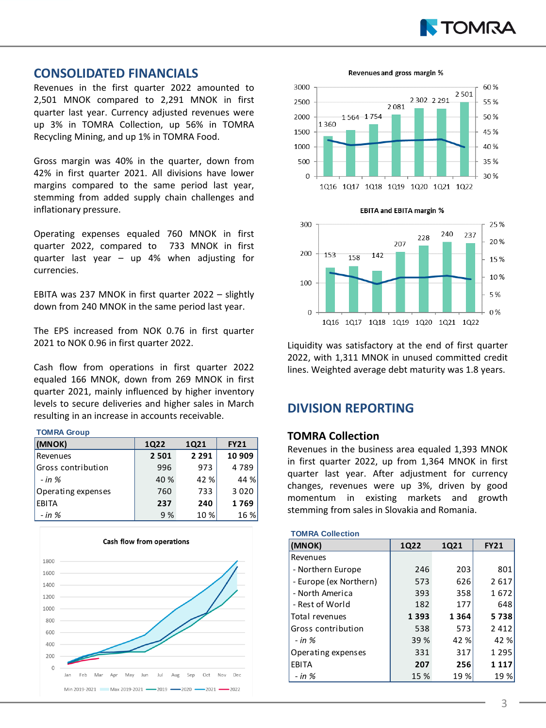## CONSOLIDATED FINANCIALS

Revenues in the first quarter 2022 amounted to 2,501 MNOK compared to 2,291 MNOK in first quarter last year. Currency adjusted revenues were up 3% in TOMRA Collection, up 56% in TOMRA Recycling Mining, and up 1% in TOMRA Food.

Gross margin was 40% in the quarter, down from 42% in first quarter 2021. All divisions have lower margins compared to the same period last year, stemming from added supply chain challenges and inflationary pressure.

Operating expenses equaled 760 MNOK in first quarter 2022, compared to 733 MNOK in first quarter last year – up 4% when adjusting for currencies.

EBITA was 237 MNOK in first quarter 2022 – slightly down from 240 MNOK in the same period last year.

The EPS increased from NOK 0.76 in first quarter 2021 to NOK 0.96 in first quarter 2022.

Cash flow from operations in first quarter 2022 equaled 166 MNOK, down from 269 MNOK in first quarter 2021, mainly influenced by higher inventory levels to secure deliveries and higher sales in March resulting in an increase in accounts receivable.

**TOMRA Group**

| (MNOK) | 1Q22 | 1Q21 | FY21 |
|---|---|---|---|
| Revenues | **2 501** | **2 291** | **10 909** |
| Gross contribution | 996 | 973 | 4 789 |
| *- in %* | 40 % | 42 % | 44 % |
| Operating expenses | 760 | 733 | 3 020 |
| EBITA | **237** | **240** | **1 769** |
| *- in %* | 9 % | 10 % | 16 % |

Cash flow from operations

Revenues and gross margin %

| | 1Q16 | 1Q17 | 1Q18 | 1Q19 | 1Q20 | 1Q21 | 1Q22 |
|---|---|---|---|---|---|---|---|
| Revenues | 1 360 | 1 564 | 1 754 | 2 081 | 2 302 | 2 291 | 2 501 |

EBITA and EBITA margin %

| | 1Q16 | 1Q17 | 1Q18 | 1Q19 | 1Q20 | 1Q21 | 1Q22 |
|---|---|---|---|---|---|---|---|
| EBITA | 153 | 158 | 142 | 207 | 228 | 240 | 237 |

Liquidity was satisfactory at the end of first quarter 2022, with 1,311 MNOK in unused committed credit lines. Weighted average debt maturity was 1.8 years.

## DIVISION REPORTING

### TOMRA Collection

Revenues in the business area equaled 1,393 MNOK in first quarter 2022, up from 1,364 MNOK in first quarter last year. After adjustment for currency changes, revenues were up 3%, driven by good momentum in existing markets and growth stemming from sales in Slovakia and Romania.

**TOMRA Collection**

| (MNOK) | 1Q22 | 1Q21 | FY21 |
|---|---|---|---|
| Revenues | | | |
| - Northern Europe | 246 | 203 | 801 |
| - Europe (ex Northern) | 573 | 626 | 2 617 |
| - North America | 393 | 358 | 1 672 |
| - Rest of World | 182 | 177 | 648 |
| Total revenues | **1 393** | **1 364** | **5 738** |
| Gross contribution | 538 | 573 | 2 412 |
| *- in %* | 39 % | 42 % | 42 % |
| Operating expenses | 331 | 317 | 1 295 |
| EBITA | **207** | **256** | **1 117** |
| *- in %* | 15 % | 19 % | 19 % |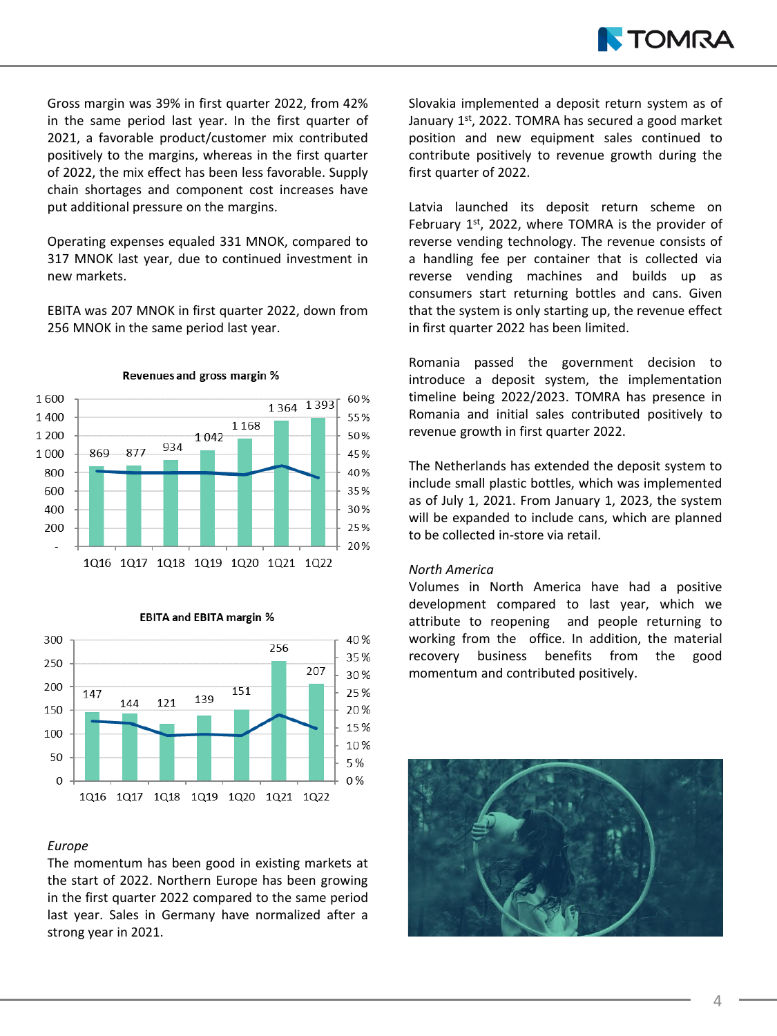Gross margin was 39% in first quarter 2022, from 42% in the same period last year. In the first quarter of 2021, a favorable product/customer mix contributed positively to the margins, whereas in the first quarter of 2022, the mix effect has been less favorable. Supply chain shortages and component cost increases have put additional pressure on the margins.

Operating expenses equaled 331 MNOK, compared to 317 MNOK last year, due to continued investment in new markets.

EBITA was 207 MNOK in first quarter 2022, down from 256 MNOK in the same period last year.

**Revenues and gross margin %**

| | 1Q16 | 1Q17 | 1Q18 | 1Q19 | 1Q20 | 1Q21 | 1Q22 |
|---|---|---|---|---|---|---|---|
| Revenues | 869 | 877 | 934 | 1 042 | 1 168 | 1 364 | 1 393 |

**EBITA and EBITA margin %**

| | 1Q16 | 1Q17 | 1Q18 | 1Q19 | 1Q20 | 1Q21 | 1Q22 |
|---|---|---|---|---|---|---|---|
| EBITA | 147 | 144 | 121 | 139 | 151 | 256 | 207 |

*Europe*

The momentum has been good in existing markets at the start of 2022. Northern Europe has been growing in the first quarter 2022 compared to the same period last year. Sales in Germany have normalized after a strong year in 2021.

Slovakia implemented a deposit return system as of January 1st, 2022. TOMRA has secured a good market position and new equipment sales continued to contribute positively to revenue growth during the first quarter of 2022.

Latvia launched its deposit return scheme on February 1st, 2022, where TOMRA is the provider of reverse vending technology. The revenue consists of a handling fee per container that is collected via reverse vending machines and builds up as consumers start returning bottles and cans. Given that the system is only starting up, the revenue effect in first quarter 2022 has been limited.

Romania passed the government decision to introduce a deposit system, the implementation timeline being 2022/2023. TOMRA has presence in Romania and initial sales contributed positively to revenue growth in first quarter 2022.

The Netherlands has extended the deposit system to include small plastic bottles, which was implemented as of July 1, 2021. From January 1, 2023, the system will be expanded to include cans, which are planned to be collected in-store via retail.

*North America*

Volumes in North America have had a positive development compared to last year, which we attribute to reopening and people returning to working from the office. In addition, the material recovery business benefits from the good momentum and contributed positively.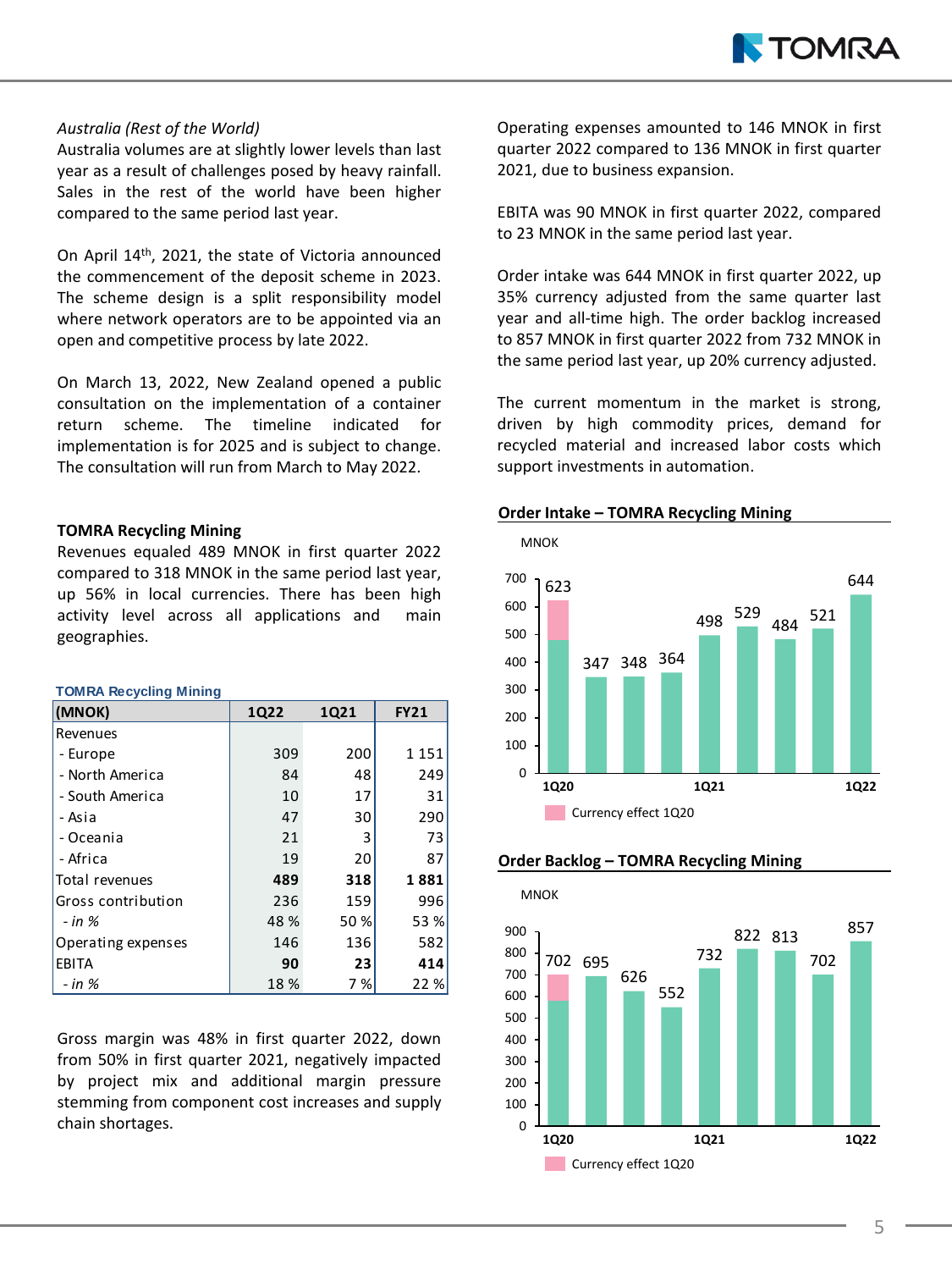*Australia (Rest of the World)*

Australia volumes are at slightly lower levels than last year as a result of challenges posed by heavy rainfall. Sales in the rest of the world have been higher compared to the same period last year.

On April 14th, 2021, the state of Victoria announced the commencement of the deposit scheme in 2023. The scheme design is a split responsibility model where network operators are to be appointed via an open and competitive process by late 2022.

On March 13, 2022, New Zealand opened a public consultation on the implementation of a container return scheme. The timeline indicated for implementation is for 2025 and is subject to change. The consultation will run from March to May 2022.

**TOMRA Recycling Mining**

Revenues equaled 489 MNOK in first quarter 2022 compared to 318 MNOK in the same period last year, up 56% in local currencies. There has been high activity level across all applications and main geographies.

**TOMRA Recycling Mining**

| (MNOK) | 1Q22 | 1Q21 | FY21 |
|---|---|---|---|
| Revenues | | | |
| - Europe | 309 | 200 | 1 151 |
| - North America | 84 | 48 | 249 |
| - South America | 10 | 17 | 31 |
| - Asia | 47 | 30 | 290 |
| - Oceania | 21 | 3 | 73 |
| - Africa | 19 | 20 | 87 |
| Total revenues | **489** | **318** | **1 881** |
| Gross contribution | 236 | 159 | 996 |
| *- in %* | 48 % | 50 % | 53 % |
| Operating expenses | 146 | 136 | 582 |
| EBITA | **90** | **23** | **414** |
| *- in %* | 18 % | 7 % | 22 % |

Gross margin was 48% in first quarter 2022, down from 50% in first quarter 2021, negatively impacted by project mix and additional margin pressure stemming from component cost increases and supply chain shortages.

Operating expenses amounted to 146 MNOK in first quarter 2022 compared to 136 MNOK in first quarter 2021, due to business expansion.

EBITA was 90 MNOK in first quarter 2022, compared to 23 MNOK in the same period last year.

Order intake was 644 MNOK in first quarter 2022, up 35% currency adjusted from the same quarter last year and all-time high. The order backlog increased to 857 MNOK in first quarter 2022 from 732 MNOK in the same period last year, up 20% currency adjusted.

The current momentum in the market is strong, driven by high commodity prices, demand for recycled material and increased labor costs which support investments in automation.

**Order Intake – TOMRA Recycling Mining**

MNOK

| 1Q20 | | | | 1Q21 | | | | 1Q22 |
|---|---|---|---|---|---|---|---|---|
| 623 | 347 | 348 | 364 | 498 | 529 | 484 | 521 | 644 |

Currency effect 1Q20

**Order Backlog – TOMRA Recycling Mining**

MNOK

| 1Q20 | | | | 1Q21 | | | | 1Q22 |
|---|---|---|---|---|---|---|---|---|
| 702 | 695 | 626 | 552 | 732 | 822 | 813 | 702 | 857 |

Currency effect 1Q20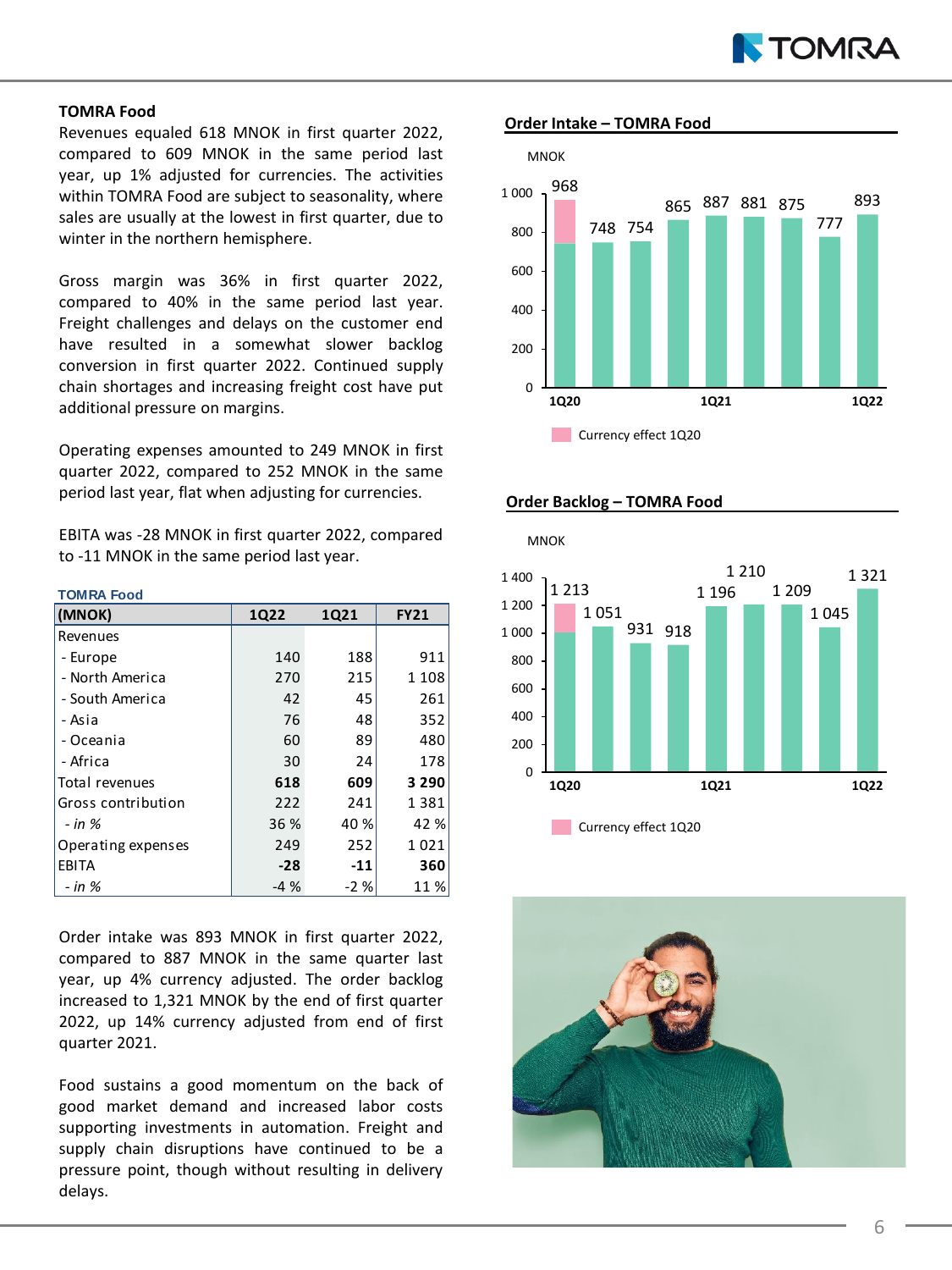## TOMRA Food

Revenues equaled 618 MNOK in first quarter 2022, compared to 609 MNOK in the same period last year, up 1% adjusted for currencies. The activities within TOMRA Food are subject to seasonality, where sales are usually at the lowest in first quarter, due to winter in the northern hemisphere.

Gross margin was 36% in first quarter 2022, compared to 40% in the same period last year. Freight challenges and delays on the customer end have resulted in a somewhat slower backlog conversion in first quarter 2022. Continued supply chain shortages and increasing freight cost have put additional pressure on margins.

Operating expenses amounted to 249 MNOK in first quarter 2022, compared to 252 MNOK in the same period last year, flat when adjusting for currencies.

EBITA was -28 MNOK in first quarter 2022, compared to -11 MNOK in the same period last year.

**TOMRA Food**

| (MNOK) | 1Q22 | 1Q21 | FY21 |
|---|---|---|---|
| Revenues | | | |
| - Europe | 140 | 188 | 911 |
| - North America | 270 | 215 | 1 108 |
| - South America | 42 | 45 | 261 |
| - Asia | 76 | 48 | 352 |
| - Oceania | 60 | 89 | 480 |
| - Africa | 30 | 24 | 178 |
| Total revenues | **618** | **609** | **3 290** |
| Gross contribution | 222 | 241 | 1 381 |
| *- in %* | 36 % | 40 % | 42 % |
| Operating expenses | 249 | 252 | 1 021 |
| EBITA | **-28** | **-11** | **360** |
| *- in %* | -4 % | -2 % | 11 % |

Order intake was 893 MNOK in first quarter 2022, compared to 887 MNOK in the same quarter last year, up 4% currency adjusted. The order backlog increased to 1,321 MNOK by the end of first quarter 2022, up 14% currency adjusted from end of first quarter 2021.

Food sustains a good momentum on the back of good market demand and increased labor costs supporting investments in automation. Freight and supply chain disruptions have continued to be a pressure point, though without resulting in delivery delays.

**Order Intake – TOMRA Food**

MNOK

| Quarter | 1Q20 | | | | 1Q21 | | | | 1Q22 |
|---|---|---|---|---|---|---|---|---|---|
| Order intake | 968 | 748 | 754 | 865 | 887 | 881 | 875 | 777 | 893 |

Currency effect 1Q20

**Order Backlog – TOMRA Food**

MNOK

| Quarter | 1Q20 | | | | 1Q21 | | | | 1Q22 |
|---|---|---|---|---|---|---|---|---|---|
| Order backlog | 1 213 | 1 051 | 931 | 918 | 1 196 | 1 210 | 1 209 | 1 045 | 1 321 |

Currency effect 1Q20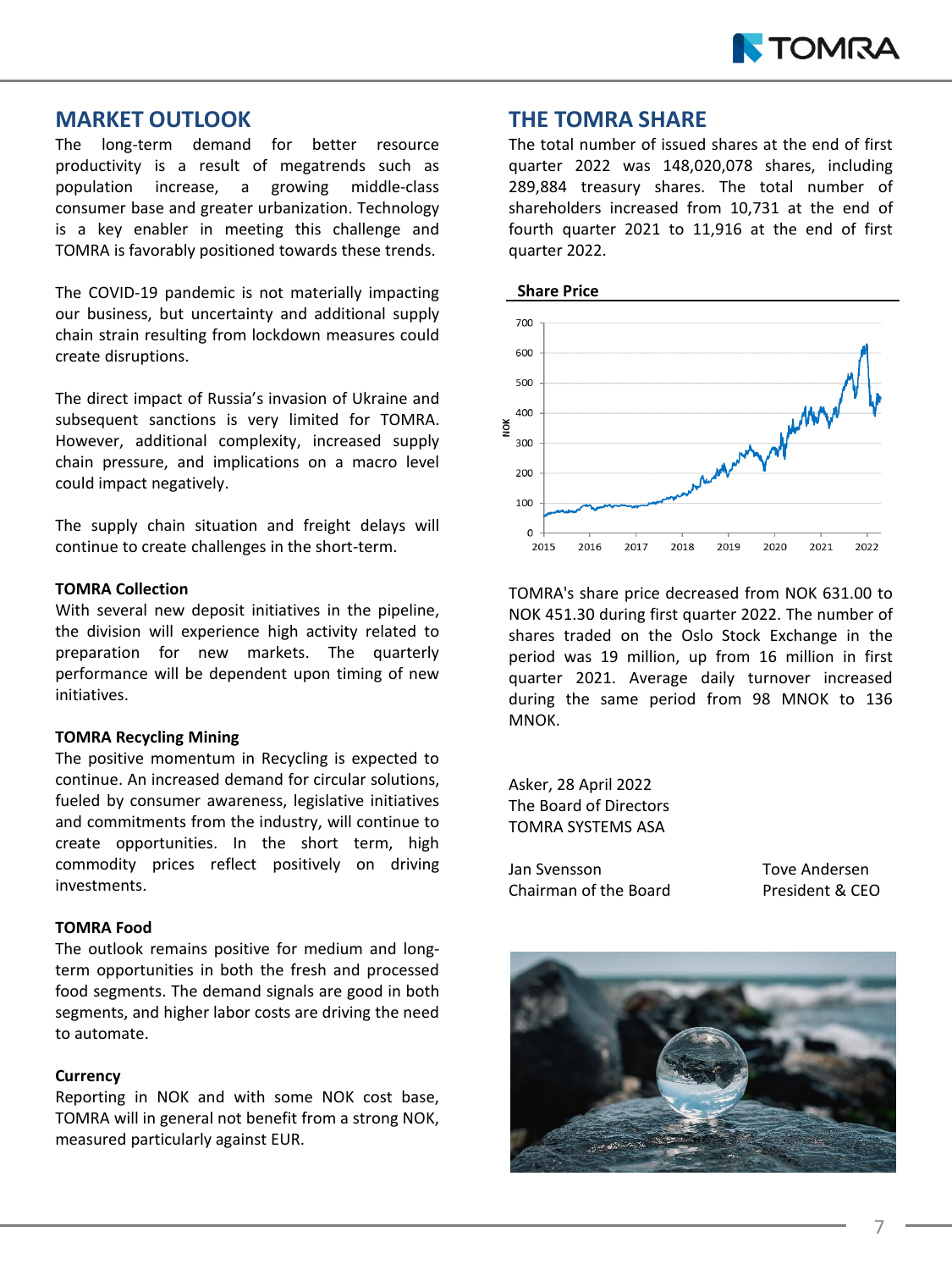## MARKET OUTLOOK

The long-term demand for better resource productivity is a result of megatrends such as population increase, a growing middle-class consumer base and greater urbanization. Technology is a key enabler in meeting this challenge and TOMRA is favorably positioned towards these trends.

The COVID-19 pandemic is not materially impacting our business, but uncertainty and additional supply chain strain resulting from lockdown measures could create disruptions.

The direct impact of Russia's invasion of Ukraine and subsequent sanctions is very limited for TOMRA. However, additional complexity, increased supply chain pressure, and implications on a macro level could impact negatively.

The supply chain situation and freight delays will continue to create challenges in the short-term.

**TOMRA Collection**

With several new deposit initiatives in the pipeline, the division will experience high activity related to preparation for new markets. The quarterly performance will be dependent upon timing of new initiatives.

**TOMRA Recycling Mining**

The positive momentum in Recycling is expected to continue. An increased demand for circular solutions, fueled by consumer awareness, legislative initiatives and commitments from the industry, will continue to create opportunities. In the short term, high commodity prices reflect positively on driving investments.

**TOMRA Food**

The outlook remains positive for medium and long-term opportunities in both the fresh and processed food segments. The demand signals are good in both segments, and higher labor costs are driving the need to automate.

**Currency**

Reporting in NOK and with some NOK cost base, TOMRA will in general not benefit from a strong NOK, measured particularly against EUR.

## THE TOMRA SHARE

The total number of issued shares at the end of first quarter 2022 was 148,020,078 shares, including 289,884 treasury shares. The total number of shareholders increased from 10,731 at the end of fourth quarter 2021 to 11,916 at the end of first quarter 2022.

**Share Price**

TOMRA's share price decreased from NOK 631.00 to NOK 451.30 during first quarter 2022. The number of shares traded on the Oslo Stock Exchange in the period was 19 million, up from 16 million in first quarter 2021. Average daily turnover increased during the same period from 98 MNOK to 136 MNOK.

Asker, 28 April 2022
The Board of Directors
TOMRA SYSTEMS ASA

Jan Svensson
Chairman of the Board

Tove Andersen
President & CEO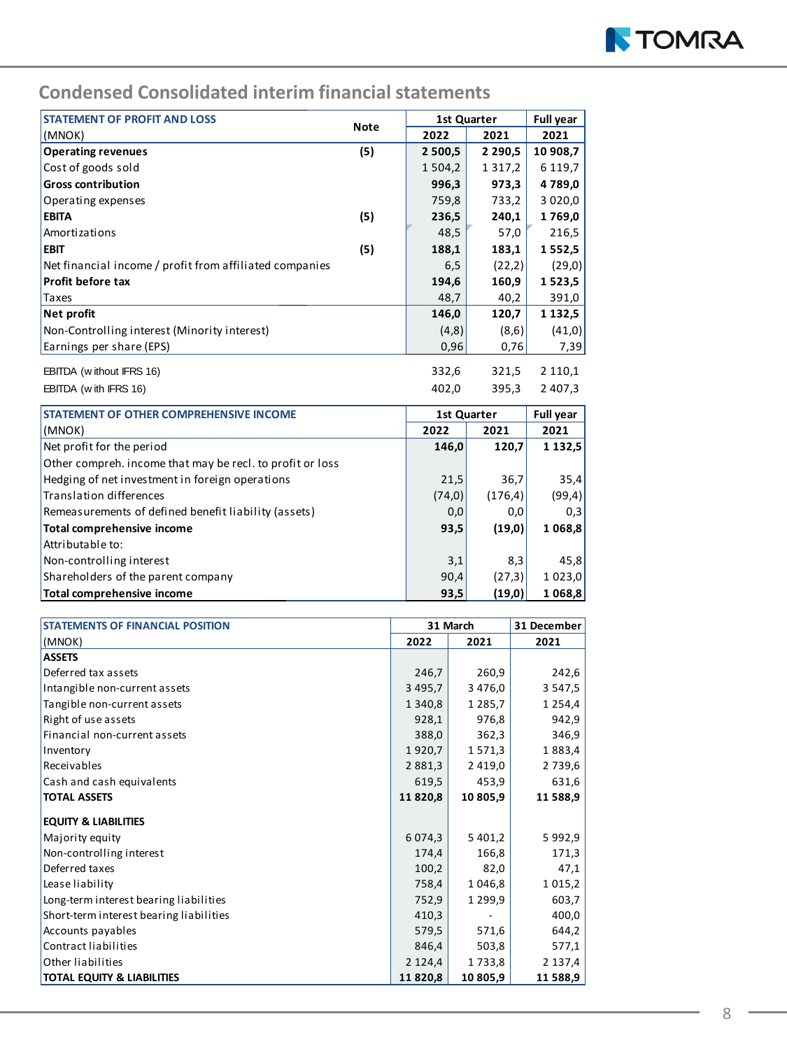## Condensed Consolidated interim financial statements

| STATEMENT OF PROFIT AND LOSS | Note | 1st Quarter | | Full year |
|---|---|---|---|---|
| (MNOK) | | 2022 | 2021 | 2021 |
| **Operating revenues** | **(5)** | **2 500,5** | **2 290,5** | **10 908,7** |
| Cost of goods sold | | 1 504,2 | 1 317,2 | 6 119,7 |
| **Gross contribution** | | **996,3** | **973,3** | **4 789,0** |
| Operating expenses | | 759,8 | 733,2 | 3 020,0 |
| **EBITA** | **(5)** | **236,5** | **240,1** | **1 769,0** |
| Amortizations | | 48,5 | 57,0 | 216,5 |
| **EBIT** | **(5)** | **188,1** | **183,1** | **1 552,5** |
| Net financial income / profit from affiliated companies | | 6,5 | (22,2) | (29,0) |
| **Profit before tax** | | **194,6** | **160,9** | **1 523,5** |
| Taxes | | 48,7 | 40,2 | 391,0 |
| **Net profit** | | **146,0** | **120,7** | **1 132,5** |
| Non-Controlling interest (Minority interest) | | (4,8) | (8,6) | (41,0) |
| Earnings per share (EPS) | | 0,96 | 0,76 | 7,39 |
| | | | | |
| EBITDA (without IFRS 16) | | 332,6 | 321,5 | 2 110,1 |
| EBITDA (with IFRS 16) | | 402,0 | 395,3 | 2 407,3 |

| STATEMENT OF OTHER COMPREHENSIVE INCOME | 1st Quarter | | Full year |
|---|---|---|---|
| (MNOK) | 2022 | 2021 | 2021 |
| Net profit for the period | **146,0** | **120,7** | **1 132,5** |
| Other compreh. income that may be recl. to profit or loss | | | |
| Hedging of net investment in foreign operations | 21,5 | 36,7 | 35,4 |
| Translation differences | (74,0) | (176,4) | (99,4) |
| Remeasurements of defined benefit liability (assets) | 0,0 | 0,0 | 0,3 |
| **Total comprehensive income** | **93,5** | **(19,0)** | **1 068,8** |
| Attributable to: | | | |
| Non-controlling interest | 3,1 | 8,3 | 45,8 |
| Shareholders of the parent company | 90,4 | (27,3) | 1 023,0 |
| **Total comprehensive income** | **93,5** | **(19,0)** | **1 068,8** |

| STATEMENTS OF FINANCIAL POSITION | 31 March | | 31 December |
|---|---|---|---|
| (MNOK) | 2022 | 2021 | 2021 |
| **ASSETS** | | | |
| Deferred tax assets | 246,7 | 260,9 | 242,6 |
| Intangible non-current assets | 3 495,7 | 3 476,0 | 3 547,5 |
| Tangible non-current assets | 1 340,8 | 1 285,7 | 1 254,4 |
| Right of use assets | 928,1 | 976,8 | 942,9 |
| Financial non-current assets | 388,0 | 362,3 | 346,9 |
| Inventory | 1 920,7 | 1 571,3 | 1 883,4 |
| Receivables | 2 881,3 | 2 419,0 | 2 739,6 |
| Cash and cash equivalents | 619,5 | 453,9 | 631,6 |
| **TOTAL ASSETS** | **11 820,8** | **10 805,9** | **11 588,9** |
| | | | |
| **EQUITY & LIABILITIES** | | | |
| Majority equity | 6 074,3 | 5 401,2 | 5 992,9 |
| Non-controlling interest | 174,4 | 166,8 | 171,3 |
| Deferred taxes | 100,2 | 82,0 | 47,1 |
| Lease liability | 758,4 | 1 046,8 | 1 015,2 |
| Long-term interest bearing liabilities | 752,9 | 1 299,9 | 603,7 |
| Short-term interest bearing liabilities | 410,3 | - | 400,0 |
| Accounts payables | 579,5 | 571,6 | 644,2 |
| Contract liabilities | 846,4 | 503,8 | 577,1 |
| Other liabilities | 2 124,4 | 1 733,8 | 2 137,4 |
| **TOTAL EQUITY & LIABILITIES** | **11 820,8** | **10 805,9** | **11 588,9** |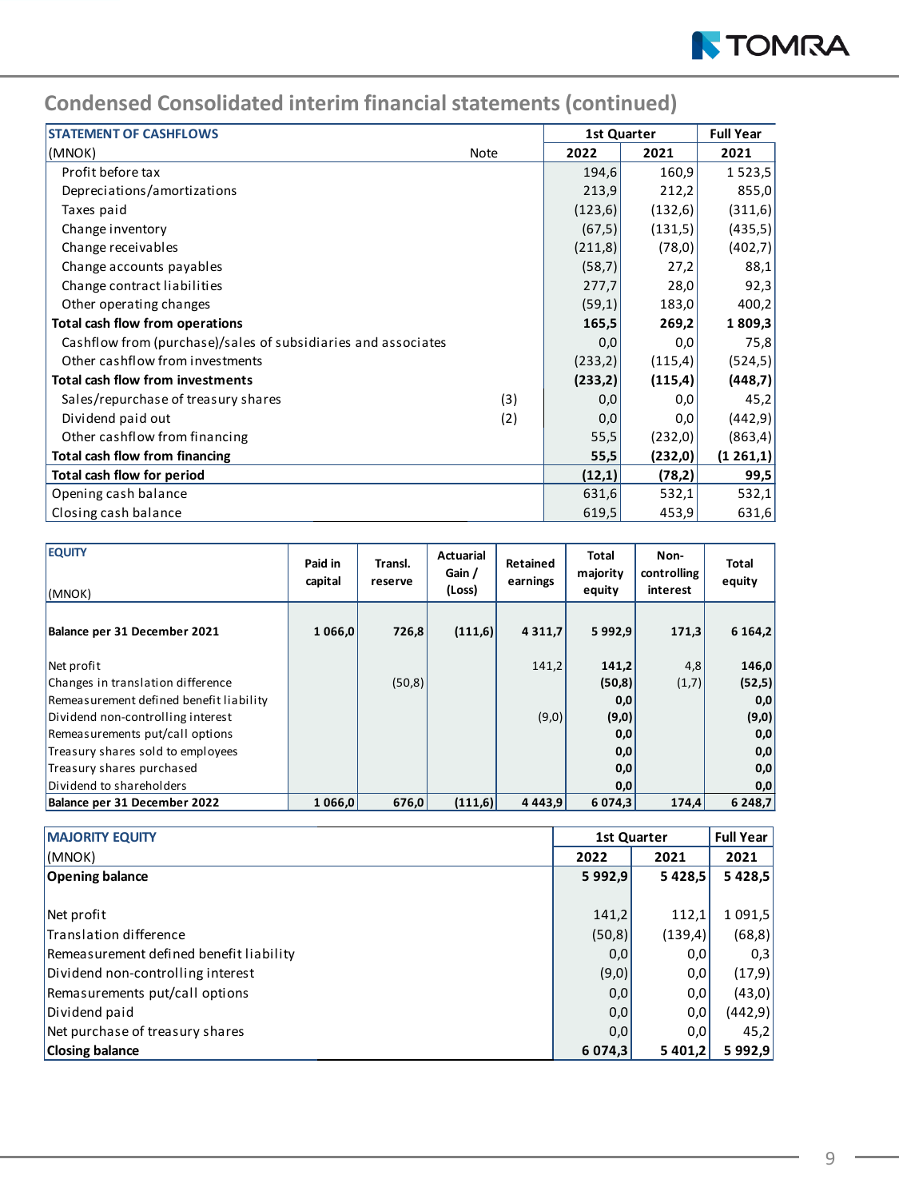## Condensed Consolidated interim financial statements (continued)

| STATEMENT OF CASHFLOWS | | 1st Quarter | | Full Year |
|---|---|---|---|---|
| (MNOK) | Note | 2022 | 2021 | 2021 |
| Profit before tax | | 194,6 | 160,9 | 1 523,5 |
| Depreciations/amortizations | | 213,9 | 212,2 | 855,0 |
| Taxes paid | | (123,6) | (132,6) | (311,6) |
| Change inventory | | (67,5) | (131,5) | (435,5) |
| Change receivables | | (211,8) | (78,0) | (402,7) |
| Change accounts payables | | (58,7) | 27,2 | 88,1 |
| Change contract liabilities | | 277,7 | 28,0 | 92,3 |
| Other operating changes | | (59,1) | 183,0 | 400,2 |
| **Total cash flow from operations** | | **165,5** | **269,2** | **1 809,3** |
| Cashflow from (purchase)/sales of subsidiaries and associates | | 0,0 | 0,0 | 75,8 |
| Other cashflow from investments | | (233,2) | (115,4) | (524,5) |
| **Total cash flow from investments** | | **(233,2)** | **(115,4)** | **(448,7)** |
| Sales/repurchase of treasury shares | (3) | 0,0 | 0,0 | 45,2 |
| Dividend paid out | (2) | 0,0 | 0,0 | (442,9) |
| Other cashflow from financing | | 55,5 | (232,0) | (863,4) |
| **Total cash flow from financing** | | **55,5** | **(232,0)** | **(1 261,1)** |
| **Total cash flow for period** | | **(12,1)** | **(78,2)** | **99,5** |
| Opening cash balance | | 631,6 | 532,1 | 532,1 |
| Closing cash balance | | 619,5 | 453,9 | 631,6 |

| EQUITY (MNOK) | Paid in capital | Transl. reserve | Actuarial Gain / (Loss) | Retained earnings | Total majority equity | Non-controlling interest | Total equity |
|---|---|---|---|---|---|---|---|
| **Balance per 31 December 2021** | **1 066,0** | **726,8** | **(111,6)** | **4 311,7** | **5 992,9** | **171,3** | **6 164,2** |
| Net profit | | | | 141,2 | **141,2** | 4,8 | **146,0** |
| Changes in translation difference | | (50,8) | | | **(50,8)** | (1,7) | **(52,5)** |
| Remeasurement defined benefit liability | | | | | **0,0** | | **0,0** |
| Dividend non-controlling interest | | | | (9,0) | **(9,0)** | | **(9,0)** |
| Remeasurements put/call options | | | | | **0,0** | | **0,0** |
| Treasury shares sold to employees | | | | | **0,0** | | **0,0** |
| Treasury shares purchased | | | | | **0,0** | | **0,0** |
| Dividend to shareholders | | | | | **0,0** | | **0,0** |
| **Balance per 31 December 2022** | **1 066,0** | **676,0** | **(111,6)** | **4 443,9** | **6 074,3** | **174,4** | **6 248,7** |

| MAJORITY EQUITY | 1st Quarter | | Full Year |
|---|---|---|---|
| (MNOK) | 2022 | 2021 | 2021 |
| **Opening balance** | **5 992,9** | **5 428,5** | **5 428,5** |
| Net profit | 141,2 | 112,1 | 1 091,5 |
| Translation difference | (50,8) | (139,4) | (68,8) |
| Remeasurement defined benefit liability | 0,0 | 0,0 | 0,3 |
| Dividend non-controlling interest | (9,0) | 0,0 | (17,9) |
| Remasurements put/call options | 0,0 | 0,0 | (43,0) |
| Dividend paid | 0,0 | 0,0 | (442,9) |
| Net purchase of treasury shares | 0,0 | 0,0 | 45,2 |
| **Closing balance** | **6 074,3** | **5 401,2** | **5 992,9** |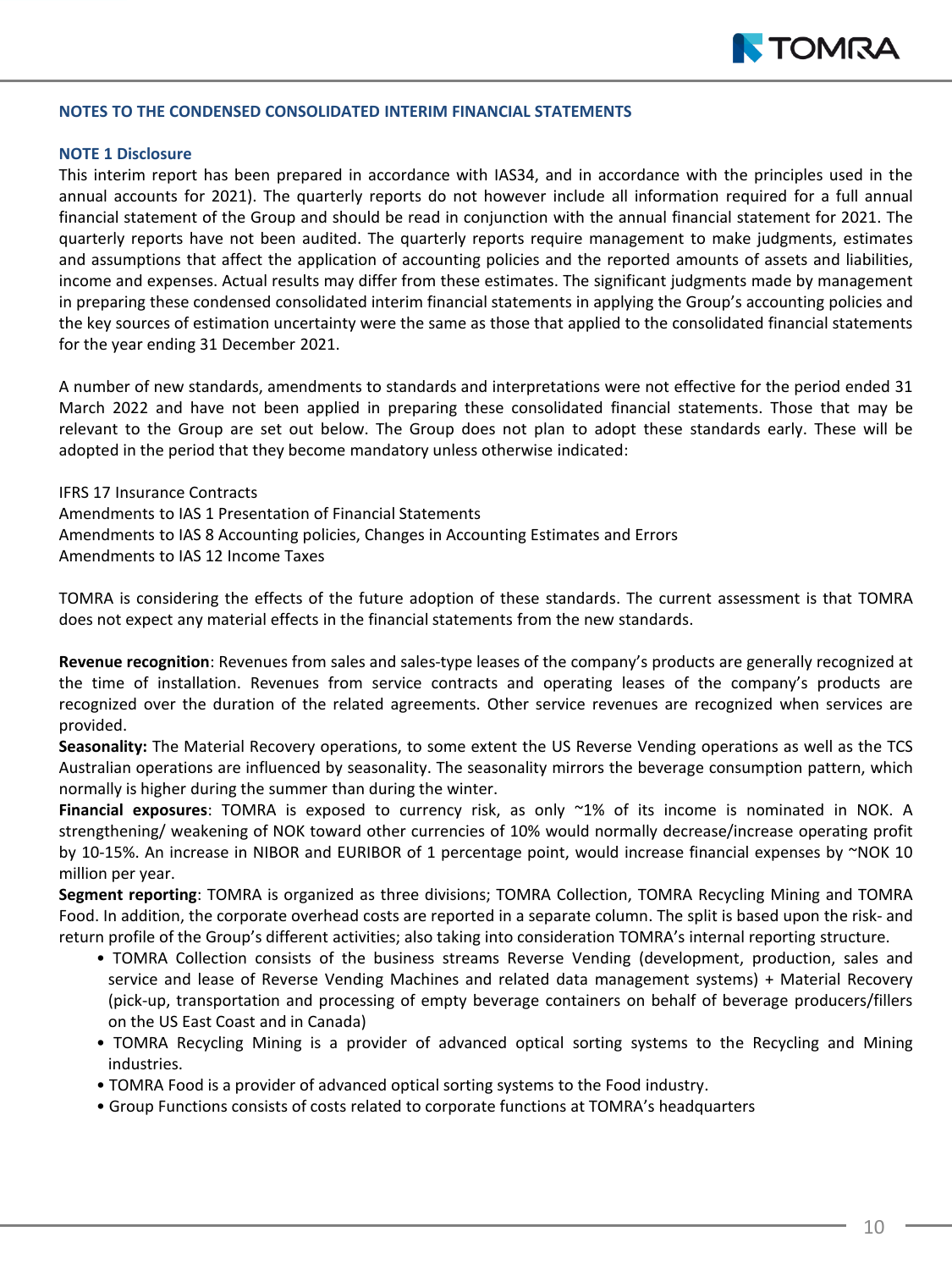## NOTES TO THE CONDENSED CONSOLIDATED INTERIM FINANCIAL STATEMENTS

### NOTE 1 Disclosure

This interim report has been prepared in accordance with IAS34, and in accordance with the principles used in the annual accounts for 2021). The quarterly reports do not however include all information required for a full annual financial statement of the Group and should be read in conjunction with the annual financial statement for 2021. The quarterly reports have not been audited. The quarterly reports require management to make judgments, estimates and assumptions that affect the application of accounting policies and the reported amounts of assets and liabilities, income and expenses. Actual results may differ from these estimates. The significant judgments made by management in preparing these condensed consolidated interim financial statements in applying the Group's accounting policies and the key sources of estimation uncertainty were the same as those that applied to the consolidated financial statements for the year ending 31 December 2021.

A number of new standards, amendments to standards and interpretations were not effective for the period ended 31 March 2022 and have not been applied in preparing these consolidated financial statements. Those that may be relevant to the Group are set out below. The Group does not plan to adopt these standards early. These will be adopted in the period that they become mandatory unless otherwise indicated:

IFRS 17 Insurance Contracts
Amendments to IAS 1 Presentation of Financial Statements
Amendments to IAS 8 Accounting policies, Changes in Accounting Estimates and Errors
Amendments to IAS 12 Income Taxes

TOMRA is considering the effects of the future adoption of these standards. The current assessment is that TOMRA does not expect any material effects in the financial statements from the new standards.

**Revenue recognition**: Revenues from sales and sales-type leases of the company's products are generally recognized at the time of installation. Revenues from service contracts and operating leases of the company's products are recognized over the duration of the related agreements. Other service revenues are recognized when services are provided.

**Seasonality:** The Material Recovery operations, to some extent the US Reverse Vending operations as well as the TCS Australian operations are influenced by seasonality. The seasonality mirrors the beverage consumption pattern, which normally is higher during the summer than during the winter.

**Financial exposures**: TOMRA is exposed to currency risk, as only ~1% of its income is nominated in NOK. A strengthening/ weakening of NOK toward other currencies of 10% would normally decrease/increase operating profit by 10-15%. An increase in NIBOR and EURIBOR of 1 percentage point, would increase financial expenses by ~NOK 10 million per year.

**Segment reporting**: TOMRA is organized as three divisions; TOMRA Collection, TOMRA Recycling Mining and TOMRA Food. In addition, the corporate overhead costs are reported in a separate column. The split is based upon the risk- and return profile of the Group's different activities; also taking into consideration TOMRA's internal reporting structure.

- TOMRA Collection consists of the business streams Reverse Vending (development, production, sales and service and lease of Reverse Vending Machines and related data management systems) + Material Recovery (pick-up, transportation and processing of empty beverage containers on behalf of beverage producers/fillers on the US East Coast and in Canada)
- TOMRA Recycling Mining is a provider of advanced optical sorting systems to the Recycling and Mining industries.
- TOMRA Food is a provider of advanced optical sorting systems to the Food industry.
- Group Functions consists of costs related to corporate functions at TOMRA's headquarters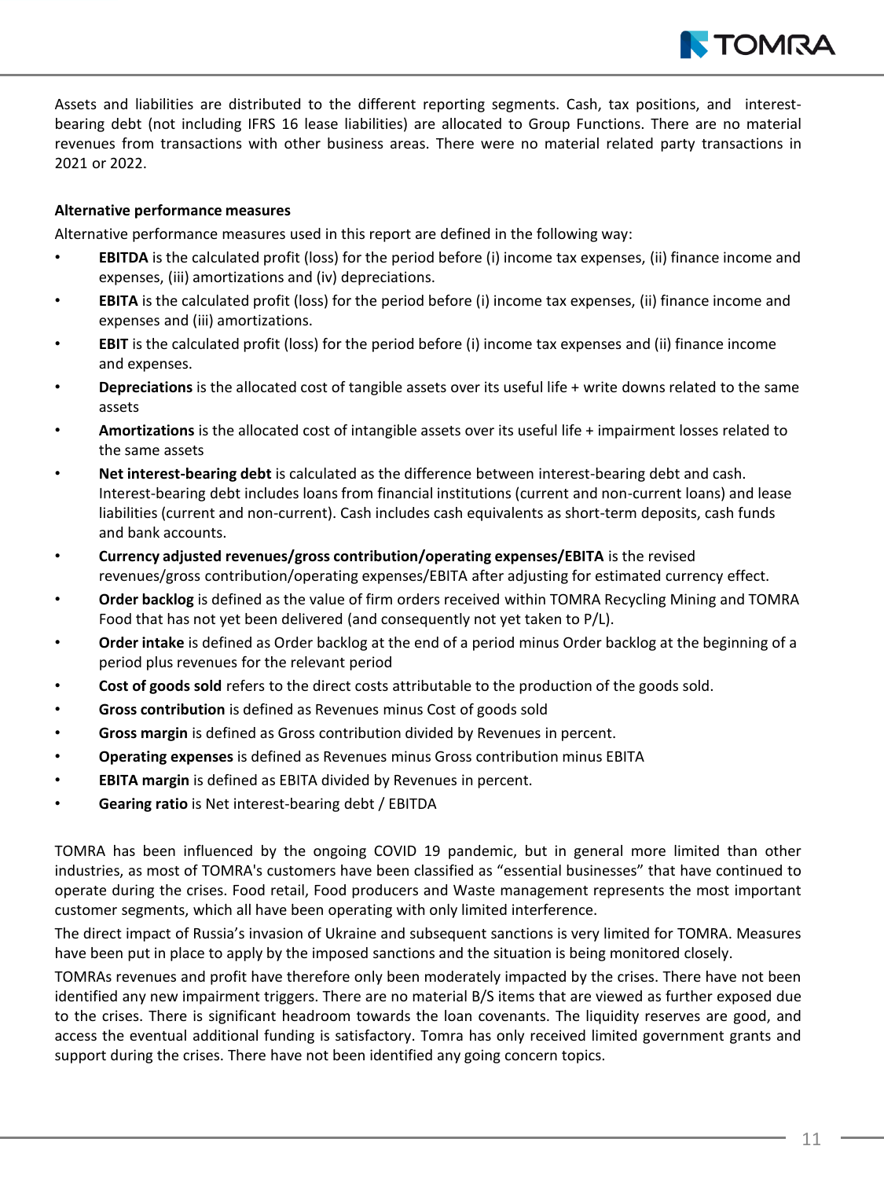Assets and liabilities are distributed to the different reporting segments. Cash, tax positions, and interest-bearing debt (not including IFRS 16 lease liabilities) are allocated to Group Functions. There are no material revenues from transactions with other business areas. There were no material related party transactions in 2021 or 2022.

**Alternative performance measures**

Alternative performance measures used in this report are defined in the following way:

- **EBITDA** is the calculated profit (loss) for the period before (i) income tax expenses, (ii) finance income and expenses, (iii) amortizations and (iv) depreciations.
- **EBITA** is the calculated profit (loss) for the period before (i) income tax expenses, (ii) finance income and expenses and (iii) amortizations.
- **EBIT** is the calculated profit (loss) for the period before (i) income tax expenses and (ii) finance income and expenses.
- **Depreciations** is the allocated cost of tangible assets over its useful life + write downs related to the same assets
- **Amortizations** is the allocated cost of intangible assets over its useful life + impairment losses related to the same assets
- **Net interest-bearing debt** is calculated as the difference between interest-bearing debt and cash. Interest-bearing debt includes loans from financial institutions (current and non-current loans) and lease liabilities (current and non-current). Cash includes cash equivalents as short-term deposits, cash funds and bank accounts.
- **Currency adjusted revenues/gross contribution/operating expenses/EBITA** is the revised revenues/gross contribution/operating expenses/EBITA after adjusting for estimated currency effect.
- **Order backlog** is defined as the value of firm orders received within TOMRA Recycling Mining and TOMRA Food that has not yet been delivered (and consequently not yet taken to P/L).
- **Order intake** is defined as Order backlog at the end of a period minus Order backlog at the beginning of a period plus revenues for the relevant period
- **Cost of goods sold** refers to the direct costs attributable to the production of the goods sold.
- **Gross contribution** is defined as Revenues minus Cost of goods sold
- **Gross margin** is defined as Gross contribution divided by Revenues in percent.
- **Operating expenses** is defined as Revenues minus Gross contribution minus EBITA
- **EBITA margin** is defined as EBITA divided by Revenues in percent.
- **Gearing ratio** is Net interest-bearing debt / EBITDA

TOMRA has been influenced by the ongoing COVID 19 pandemic, but in general more limited than other industries, as most of TOMRA's customers have been classified as "essential businesses" that have continued to operate during the crises. Food retail, Food producers and Waste management represents the most important customer segments, which all have been operating with only limited interference.

The direct impact of Russia's invasion of Ukraine and subsequent sanctions is very limited for TOMRA. Measures have been put in place to apply by the imposed sanctions and the situation is being monitored closely.

TOMRAs revenues and profit have therefore only been moderately impacted by the crises. There have not been identified any new impairment triggers. There are no material B/S items that are viewed as further exposed due to the crises. There is significant headroom towards the loan covenants. The liquidity reserves are good, and access the eventual additional funding is satisfactory. Tomra has only received limited government grants and support during the crises. There have not been identified any going concern topics.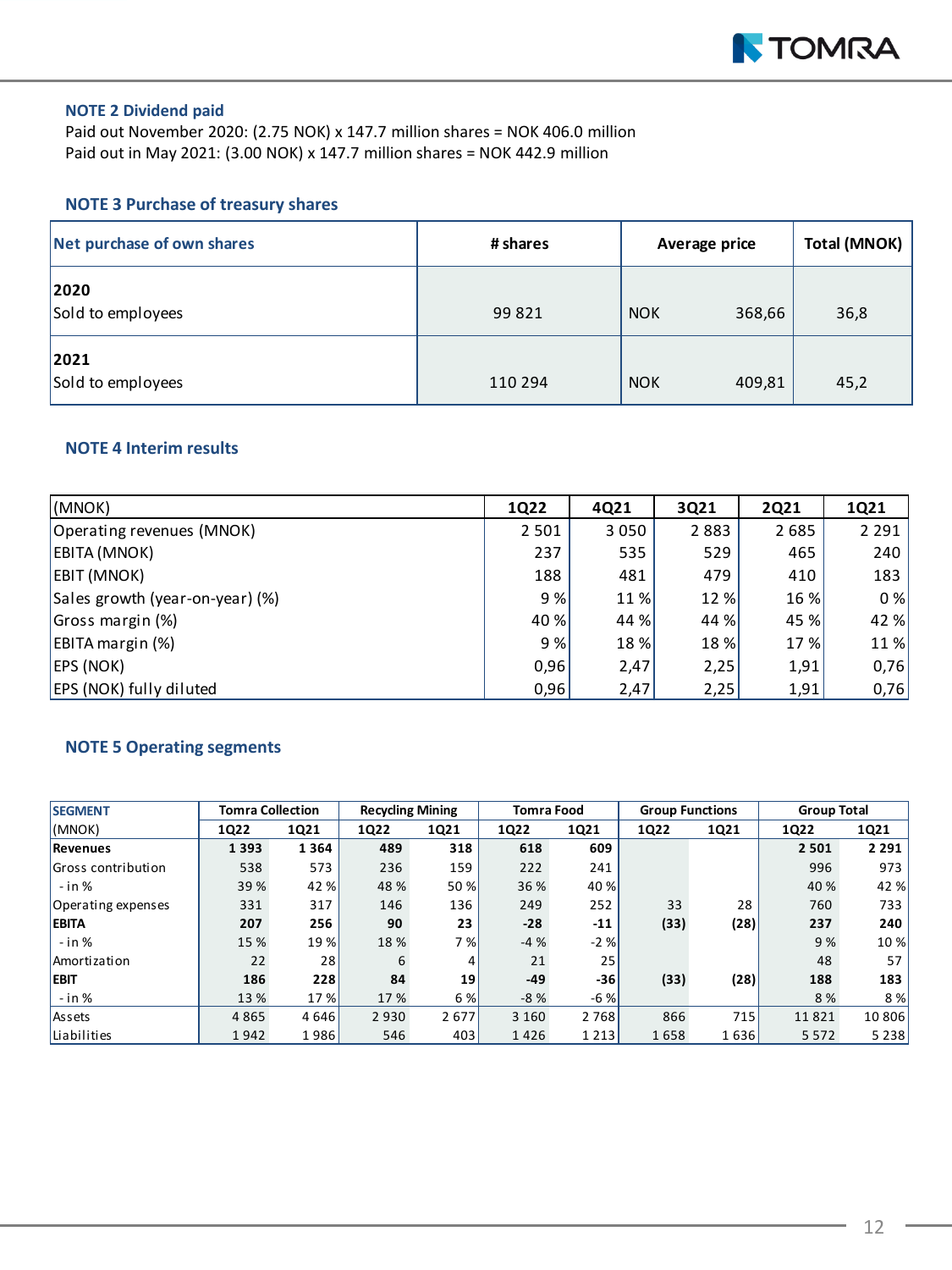## NOTE 2 Dividend paid

Paid out November 2020: (2.75 NOK) x 147.7 million shares = NOK 406.0 million
Paid out in May 2021: (3.00 NOK) x 147.7 million shares = NOK 442.9 million

## NOTE 3 Purchase of treasury shares

| Net purchase of own shares | # shares | Average price | | Total (MNOK) |
|---|---|---|---|---|
| **2020**<br>Sold to employees | 99 821 | NOK | 368,66 | 36,8 |
| **2021**<br>Sold to employees | 110 294 | NOK | 409,81 | 45,2 |

## NOTE 4 Interim results

| (MNOK) | 1Q22 | 4Q21 | 3Q21 | 2Q21 | 1Q21 |
|---|---|---|---|---|---|
| Operating revenues (MNOK) | 2 501 | 3 050 | 2 883 | 2 685 | 2 291 |
| EBITA (MNOK) | 237 | 535 | 529 | 465 | 240 |
| EBIT (MNOK) | 188 | 481 | 479 | 410 | 183 |
| Sales growth (year-on-year) (%) | 9 % | 11 % | 12 % | 16 % | 0 % |
| Gross margin (%) | 40 % | 44 % | 44 % | 45 % | 42 % |
| EBITA margin (%) | 9 % | 18 % | 18 % | 17 % | 11 % |
| EPS (NOK) | 0,96 | 2,47 | 2,25 | 1,91 | 0,76 |
| EPS (NOK) fully diluted | 0,96 | 2,47 | 2,25 | 1,91 | 0,76 |

## NOTE 5 Operating segments

| SEGMENT | Tomra Collection | | Recycling Mining | | Tomra Food | | Group Functions | | Group Total | |
|---|---|---|---|---|---|---|---|---|---|---|
| (MNOK) | 1Q22 | 1Q21 | 1Q22 | 1Q21 | 1Q22 | 1Q21 | 1Q22 | 1Q21 | 1Q22 | 1Q21 |
| **Revenues** | **1 393** | **1 364** | **489** | **318** | **618** | **609** | | | **2 501** | **2 291** |
| Gross contribution | 538 | 573 | 236 | 159 | 222 | 241 | | | 996 | 973 |
| - in % | 39 % | 42 % | 48 % | 50 % | 36 % | 40 % | | | 40 % | 42 % |
| Operating expenses | 331 | 317 | 146 | 136 | 249 | 252 | 33 | 28 | 760 | 733 |
| **EBITA** | **207** | **256** | **90** | **23** | **-28** | **-11** | **(33)** | **(28)** | **237** | **240** |
| - in % | 15 % | 19 % | 18 % | 7 % | -4 % | -2 % | | | 9 % | 10 % |
| Amortization | 22 | 28 | 6 | 4 | 21 | 25 | | | 48 | 57 |
| **EBIT** | **186** | **228** | **84** | **19** | **-49** | **-36** | **(33)** | **(28)** | **188** | **183** |
| - in % | 13 % | 17 % | 17 % | 6 % | -8 % | -6 % | | | 8 % | 8 % |
| Assets | 4 865 | 4 646 | 2 930 | 2 677 | 3 160 | 2 768 | 866 | 715 | 11 821 | 10 806 |
| Liabilities | 1 942 | 1 986 | 546 | 403 | 1 426 | 1 213 | 1 658 | 1 636 | 5 572 | 5 238 |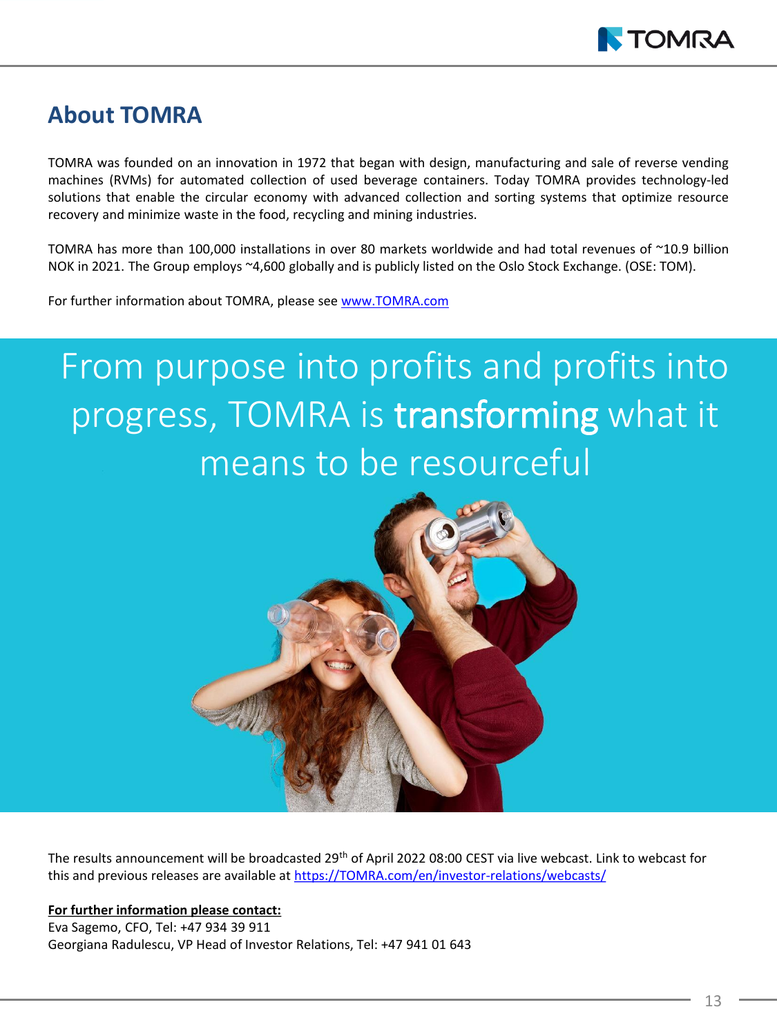## About TOMRA

TOMRA was founded on an innovation in 1972 that began with design, manufacturing and sale of reverse vending machines (RVMs) for automated collection of used beverage containers. Today TOMRA provides technology-led solutions that enable the circular economy with advanced collection and sorting systems that optimize resource recovery and minimize waste in the food, recycling and mining industries.

TOMRA has more than 100,000 installations in over 80 markets worldwide and had total revenues of ~10.9 billion NOK in 2021. The Group employs ~4,600 globally and is publicly listed on the Oslo Stock Exchange. (OSE: TOM).

For further information about TOMRA, please see [www.TOMRA.com](http://www.TOMRA.com)

From purpose into profits and profits into progress, TOMRA is **transforming** what it means to be resourceful

The results announcement will be broadcasted 29th of April 2022 08:00 CEST via live webcast. Link to webcast for this and previous releases are available at [https://TOMRA.com/en/investor-relations/webcasts/](https://TOMRA.com/en/investor-relations/webcasts/)

**For further information please contact:**
Eva Sagemo, CFO, Tel: +47 934 39 911
Georgiana Radulescu, VP Head of Investor Relations, Tel: +47 941 01 643